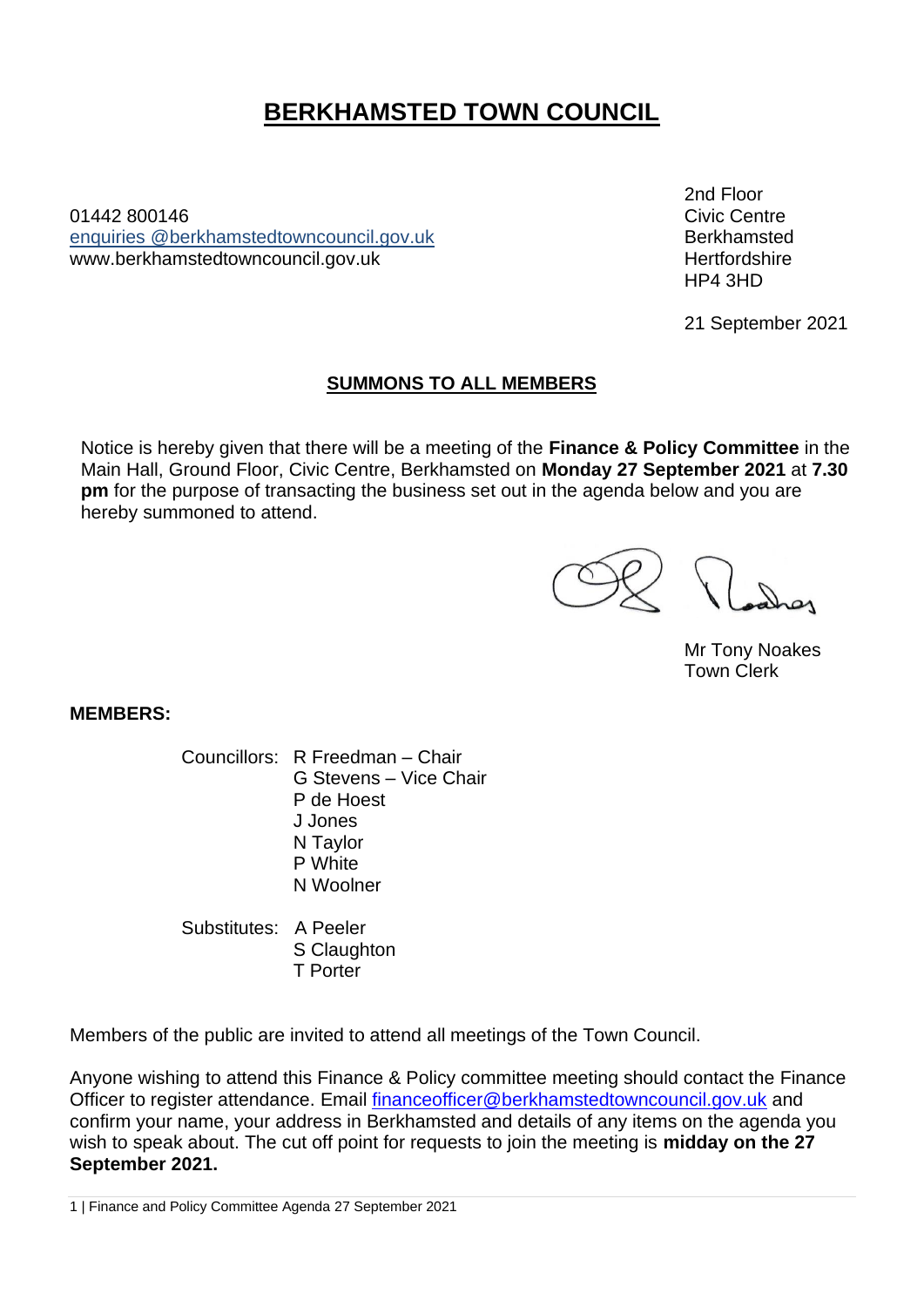# BERKHAMSTED TOWN COUNCIL

01442 800146
enquiries @berkhamstedtowncouncil.gov.uk
www.berkhamstedtowncouncil.gov.uk

2nd Floor
Civic Centre
Berkhamsted
Hertfordshire
HP4 3HD

21 September 2021

## SUMMONS TO ALL MEMBERS

Notice is hereby given that there will be a meeting of the **Finance & Policy Committee** in the Main Hall, Ground Floor, Civic Centre, Berkhamsted on **Monday 27 September 2021** at **7.30 pm** for the purpose of transacting the business set out in the agenda below and you are hereby summoned to attend.

Mr Tony Noakes
Town Clerk

**MEMBERS:**

Councillors: R Freedman – Chair
G Stevens – Vice Chair
P de Hoest
J Jones
N Taylor
P White
N Woolner

Substitutes: A Peeler
S Claughton
T Porter

Members of the public are invited to attend all meetings of the Town Council.

Anyone wishing to attend this Finance & Policy committee meeting should contact the Finance Officer to register attendance. Email financeofficer@berkhamstedtowncouncil.gov.uk and confirm your name, your address in Berkhamsted and details of any items on the agenda you wish to speak about. The cut off point for requests to join the meeting is **midday on the 27 September 2021.**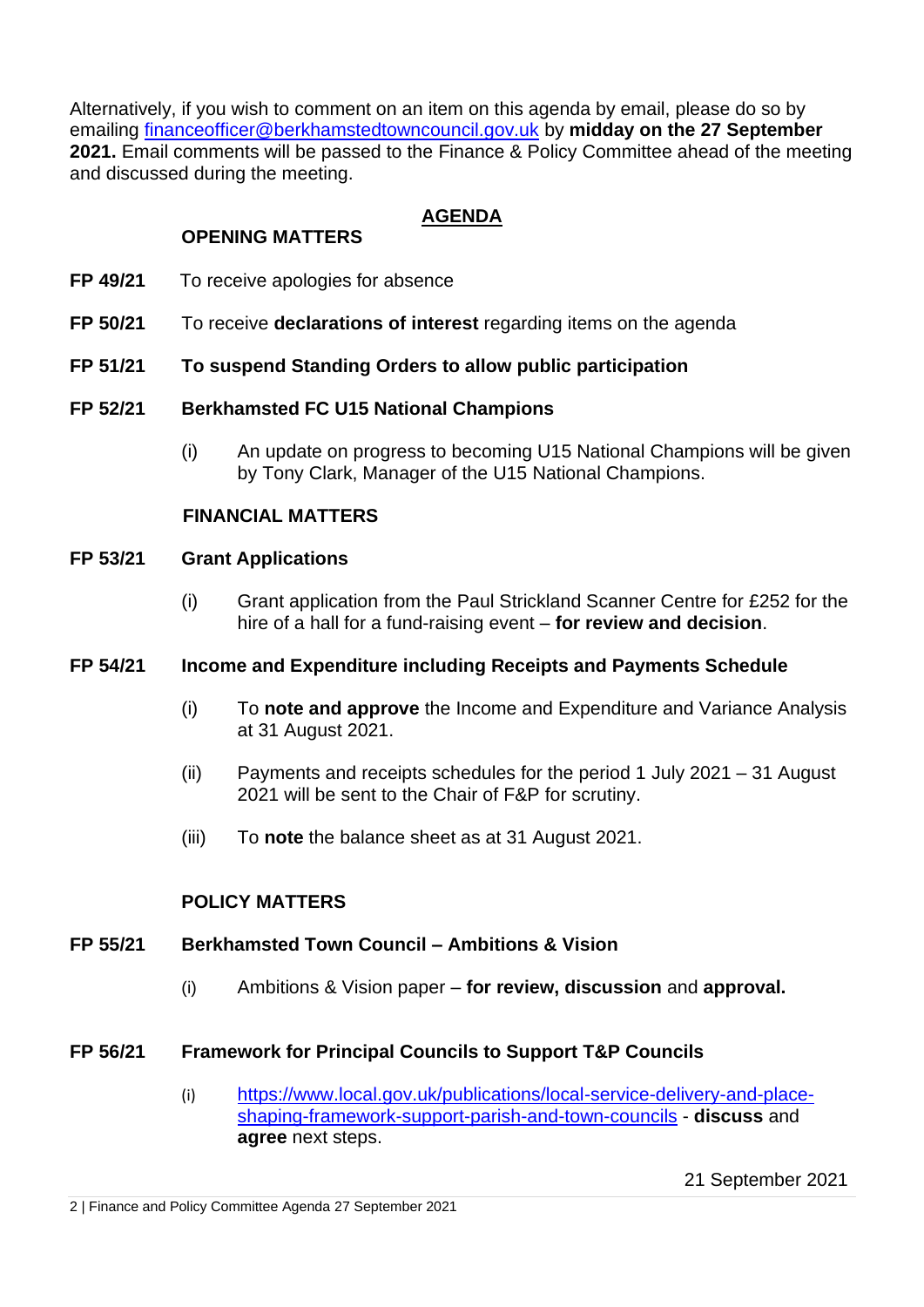Alternatively, if you wish to comment on an item on this agenda by email, please do so by emailing [financeofficer@berkhamstedtowncouncil.gov.uk](mailto:financeofficer@berkhamstedtowncouncil.gov.uk) by **midday on the 27 September 2021.** Email comments will be passed to the Finance & Policy Committee ahead of the meeting and discussed during the meeting.

## AGENDA

### OPENING MATTERS

**FP 49/21** To receive apologies for absence

**FP 50/21** To receive **declarations of interest** regarding items on the agenda

**FP 51/21** **To suspend Standing Orders to allow public participation**

**FP 52/21** **Berkhamsted FC U15 National Champions**

(i) An update on progress to becoming U15 National Champions will be given by Tony Clark, Manager of the U15 National Champions.

### FINANCIAL MATTERS

**FP 53/21** **Grant Applications**

(i) Grant application from the Paul Strickland Scanner Centre for £252 for the hire of a hall for a fund-raising event – **for review and decision**.

**FP 54/21** **Income and Expenditure including Receipts and Payments Schedule**

(i) To **note and approve** the Income and Expenditure and Variance Analysis at 31 August 2021.

(ii) Payments and receipts schedules for the period 1 July 2021 – 31 August 2021 will be sent to the Chair of F&P for scrutiny.

(iii) To **note** the balance sheet as at 31 August 2021.

### POLICY MATTERS

**FP 55/21** **Berkhamsted Town Council – Ambitions & Vision**

(i) Ambitions & Vision paper – **for review, discussion** and **approval.**

**FP 56/21** **Framework for Principal Councils to Support T&P Councils**

(i) [https://www.local.gov.uk/publications/local-service-delivery-and-place-shaping-framework-support-parish-and-town-councils](https://www.local.gov.uk/publications/local-service-delivery-and-place-shaping-framework-support-parish-and-town-councils) - **discuss** and **agree** next steps.

21 September 2021